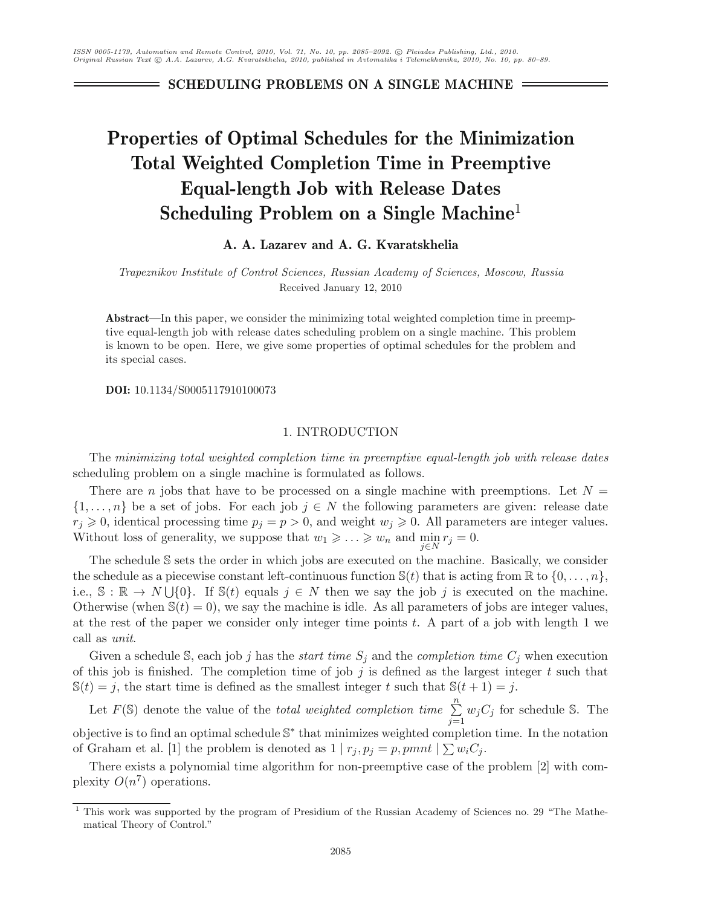SCHEDULING PROBLEMS ON A SINGLE MACHINE

# Properties of Optimal Schedules for the Minimization Total Weighted Completion Time in Preemptive Equal-length Job with Release Dates Scheduling Problem on a Single Machine[1]

**A. A. Lazarev and A. G. Kvaratskhelia**

*Trapeznikov Institute of Control Sciences, Russian Academy of Sciences, Moscow, Russia*
Received January 12, 2010

**Abstract**—In this paper, we consider the minimizing total weighted completion time in preemptive equal-length job with release dates scheduling problem on a single machine. This problem is known to be open. Here, we give some properties of optimal schedules for the problem and its special cases.

**DOI:** 10.1134/S0005117910100073

## 1. INTRODUCTION

The *minimizing total weighted completion time in preemptive equal-length job with release dates* scheduling problem on a single machine is formulated as follows.

There are $n$ jobs that have to be processed on a single machine with preemptions. Let $N = \{1, \ldots, n\}$ be a set of jobs. For each job $j \in N$ the following parameters are given: release date $r_j \geqslant 0$, identical processing time $p_j = p > 0$, and weight $w_j \geqslant 0$. All parameters are integer values. Without loss of generality, we suppose that $w_1 \geqslant \ldots \geqslant w_n$ and $\min\limits_{j \in N} r_j = 0$.

The schedule $\mathbb{S}$ sets the order in which jobs are executed on the machine. Basically, we consider the schedule as a piecewise constant left-continuous function $\mathbb{S}(t)$ that is acting from $\mathbb{R}$ to $\{0, \ldots, n\}$, i.e., $\mathbb{S} : \mathbb{R} \to N \bigcup \{0\}$. If $\mathbb{S}(t)$ equals $j \in N$ then we say the job $j$ is executed on the machine. Otherwise (when $\mathbb{S}(t) = 0$), we say the machine is idle. As all parameters of jobs are integer values, at the rest of the paper we consider only integer time points $t$. A part of a job with length 1 we call as *unit*.

Given a schedule $\mathbb{S}$, each job $j$ has the *start time* $S_j$ and the *completion time* $C_j$ when execution of this job is finished. The completion time of job $j$ is defined as the largest integer $t$ such that $\mathbb{S}(t) = j$, the start time is defined as the smallest integer $t$ such that $\mathbb{S}(t+1) = j$.

Let $F(\mathbb{S})$ denote the value of the *total weighted completion time* $\sum\limits_{j=1}^{n} w_j C_j$ for schedule $\mathbb{S}$. The objective is to find an optimal schedule $\mathbb{S}^*$ that minimizes weighted completion time. In the notation of Graham et al. [1] the problem is denoted as $1 \mid r_j, p_j = p, pmnt \mid \sum w_i C_j$.

There exists a polynomial time algorithm for non-preemptive case of the problem [2] with complexity $O(n^7)$ operations.

[1] This work was supported by the program of Presidium of the Russian Academy of Sciences no. 29 "The Mathematical Theory of Control."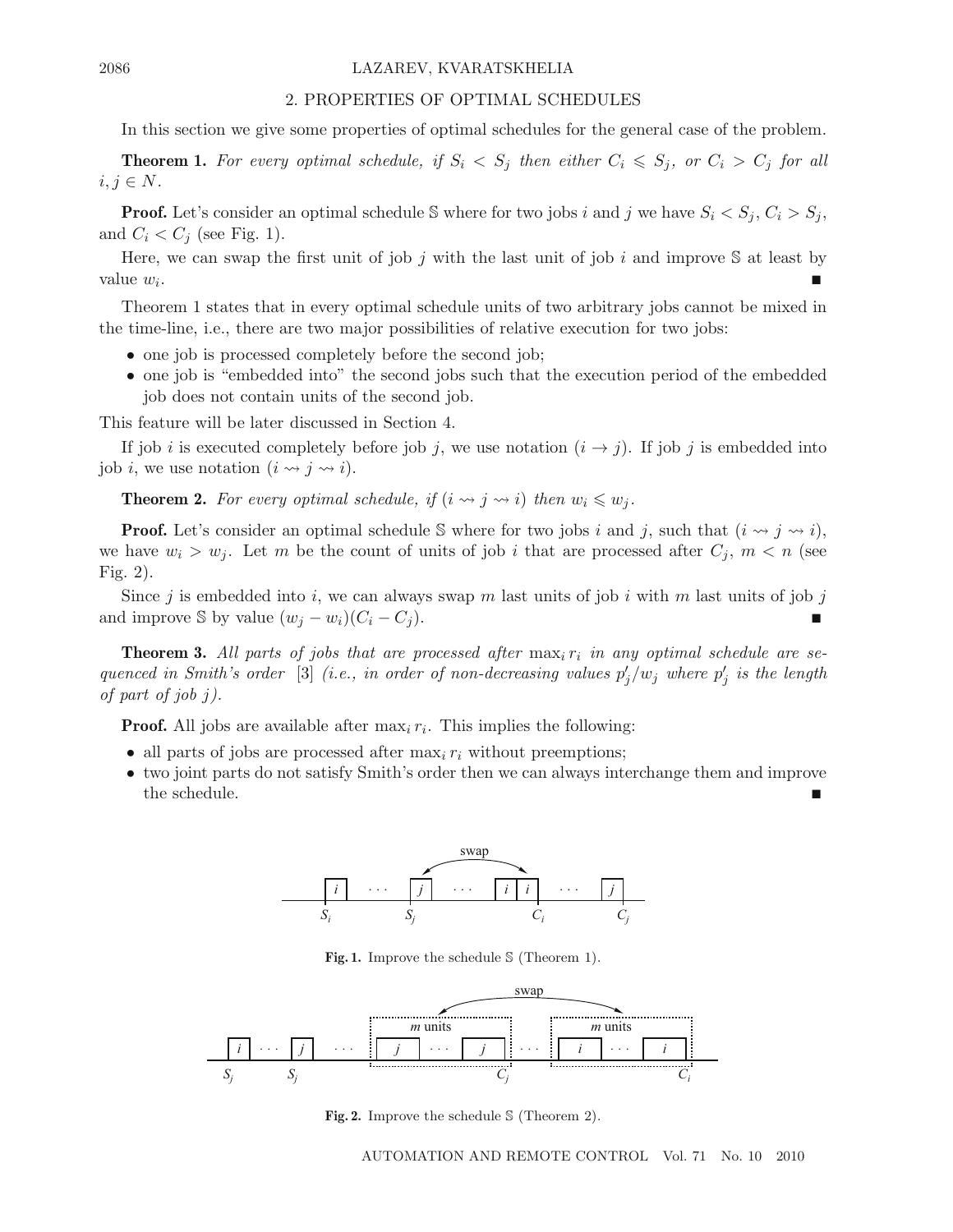## 2. PROPERTIES OF OPTIMAL SCHEDULES

In this section we give some properties of optimal schedules for the general case of the problem.

**Theorem 1.** *For every optimal schedule, if $S_i < S_j$ then either $C_i \leqslant S_j$, or $C_i > C_j$ for all $i, j \in N$.*

**Proof.** Let's consider an optimal schedule $\mathbb{S}$ where for two jobs $i$ and $j$ we have $S_i < S_j$, $C_i > S_j$, and $C_i < C_j$ (see Fig. 1).

Here, we can swap the first unit of job $j$ with the last unit of job $i$ and improve $\mathbb{S}$ at least by value $w_i$. ∎

Theorem 1 states that in every optimal schedule units of two arbitrary jobs cannot be mixed in the time-line, i.e., there are two major possibilities of relative execution for two jobs:

- one job is processed completely before the second job;
- one job is "embedded into" the second jobs such that the execution period of the embedded job does not contain units of the second job.

This feature will be later discussed in Section 4.

If job $i$ is executed completely before job $j$, we use notation $(i \to j)$. If job $j$ is embedded into job $i$, we use notation $(i \rightsquigarrow j \rightsquigarrow i)$.

**Theorem 2.** *For every optimal schedule, if $(i \rightsquigarrow j \rightsquigarrow i)$ then $w_i \leqslant w_j$.*

**Proof.** Let's consider an optimal schedule $\mathbb{S}$ where for two jobs $i$ and $j$, such that $(i \rightsquigarrow j \rightsquigarrow i)$, we have $w_i > w_j$. Let $m$ be the count of units of job $i$ that are processed after $C_j$, $m < n$ (see Fig. 2).

Since $j$ is embedded into $i$, we can always swap $m$ last units of job $i$ with $m$ last units of job $j$ and improve $\mathbb{S}$ by value $(w_j - w_i)(C_i - C_j)$. ∎

**Theorem 3.** *All parts of jobs that are processed after $\max_i r_i$ in any optimal schedule are sequenced in Smith's order [3] (i.e., in order of non-decreasing values $p'_j/w_j$ where $p'_j$ is the length of part of job $j$).*

**Proof.** All jobs are available after $\max_i r_i$. This implies the following:

- all parts of jobs are processed after $\max_i r_i$ without preemptions;
- two joint parts do not satisfy Smith's order then we can always interchange them and improve the schedule. ∎

**Fig. 1.** Improve the schedule $\mathbb{S}$ (Theorem 1).

**Fig. 2.** Improve the schedule $\mathbb{S}$ (Theorem 2).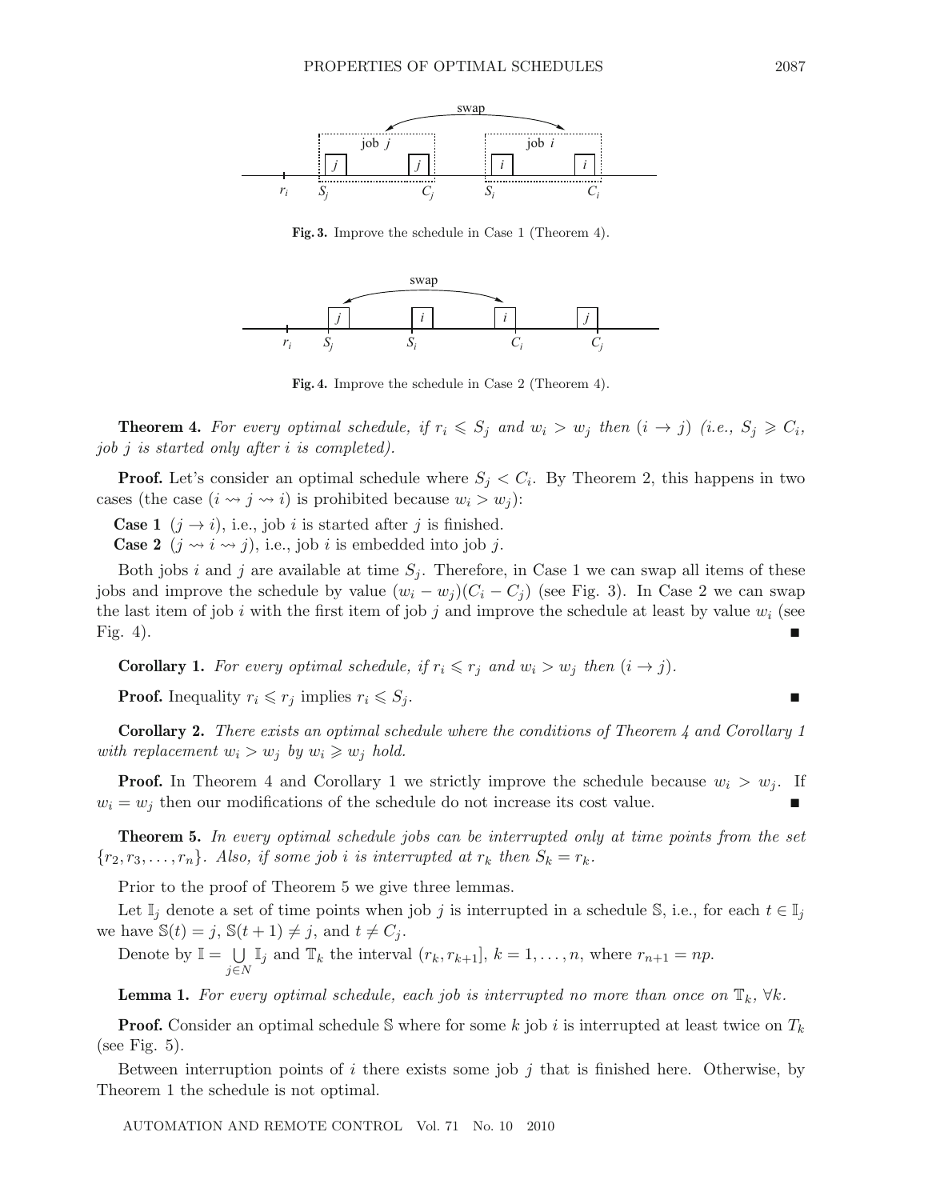Fig. 3. Improve the schedule in Case 1 (Theorem 4).

Fig. 4. Improve the schedule in Case 2 (Theorem 4).

**Theorem 4.** *For every optimal schedule, if $r_i \leqslant S_j$ and $w_i > w_j$ then $(i \to j)$ (i.e., $S_j \geqslant C_i$, job $j$ is started only after $i$ is completed).*

**Proof.** Let's consider an optimal schedule where $S_j < C_i$. By Theorem 2, this happens in two cases (the case $(i \rightsquigarrow j \rightsquigarrow i)$ is prohibited because $w_i > w_j$):

**Case 1** $(j \to i)$, i.e., job $i$ is started after $j$ is finished.

**Case 2** $(j \rightsquigarrow i \rightsquigarrow j)$, i.e., job $i$ is embedded into job $j$.

Both jobs $i$ and $j$ are available at time $S_j$. Therefore, in Case 1 we can swap all items of these jobs and improve the schedule by value $(w_i - w_j)(C_i - C_j)$ (see Fig. 3). In Case 2 we can swap the last item of job $i$ with the first item of job $j$ and improve the schedule at least by value $w_i$ (see Fig. 4). ∎

**Corollary 1.** *For every optimal schedule, if $r_i \leqslant r_j$ and $w_i > w_j$ then $(i \to j)$.*

**Proof.** Inequality $r_i \leqslant r_j$ implies $r_i \leqslant S_j$. ∎

**Corollary 2.** *There exists an optimal schedule where the conditions of Theorem 4 and Corollary 1 with replacement $w_i > w_j$ by $w_i \geqslant w_j$ hold.*

**Proof.** In Theorem 4 and Corollary 1 we strictly improve the schedule because $w_i > w_j$. If $w_i = w_j$ then our modifications of the schedule do not increase its cost value. ∎

**Theorem 5.** *In every optimal schedule jobs can be interrupted only at time points from the set $\{r_2, r_3, \ldots, r_n\}$. Also, if some job $i$ is interrupted at $r_k$ then $S_k = r_k$.*

Prior to the proof of Theorem 5 we give three lemmas.

Let $\mathbb{I}_j$ denote a set of time points when job $j$ is interrupted in a schedule $\mathbb{S}$, i.e., for each $t \in \mathbb{I}_j$ we have $\mathbb{S}(t) = j$, $\mathbb{S}(t+1) \neq j$, and $t \neq C_j$.

Denote by $\mathbb{I} = \bigcup_{j \in N} \mathbb{I}_j$ and $\mathbb{T}_k$ the interval $(r_k, r_{k+1}]$, $k = 1, \ldots, n$, where $r_{n+1} = np$.

**Lemma 1.** *For every optimal schedule, each job is interrupted no more than once on $\mathbb{T}_k$, $\forall k$.*

**Proof.** Consider an optimal schedule $\mathbb{S}$ where for some $k$ job $i$ is interrupted at least twice on $T_k$ (see Fig. 5).

Between interruption points of $i$ there exists some job $j$ that is finished here. Otherwise, by Theorem 1 the schedule is not optimal.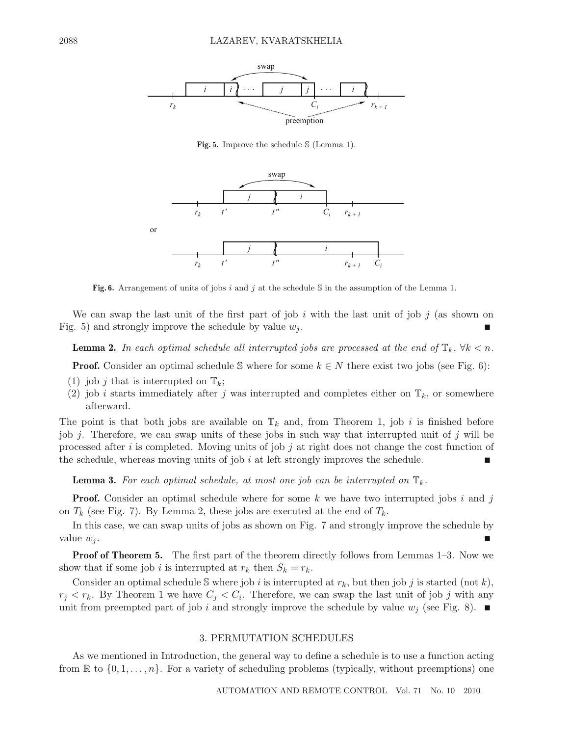**Fig. 5.** Improve the schedule $\mathbb{S}$ (Lemma 1).

**Fig. 6.** Arrangement of units of jobs $i$ and $j$ at the schedule $\mathbb{S}$ in the assumption of the Lemma 1.

We can swap the last unit of the first part of job $i$ with the last unit of job $j$ (as shown on Fig. 5) and strongly improve the schedule by value $w_j$. ■

**Lemma 2.** *In each optimal schedule all interrupted jobs are processed at the end of* $\mathbb{T}_k$, $\forall k < n$.

**Proof.** Consider an optimal schedule $\mathbb{S}$ where for some $k \in N$ there exist two jobs (see Fig. 6):

(1) job $j$ that is interrupted on $\mathbb{T}_k$;

(2) job $i$ starts immediately after $j$ was interrupted and completes either on $\mathbb{T}_k$, or somewhere afterward.

The point is that both jobs are available on $\mathbb{T}_k$ and, from Theorem 1, job $i$ is finished before job $j$. Therefore, we can swap units of these jobs in such way that interrupted unit of $j$ will be processed after $i$ is completed. Moving units of job $j$ at right does not change the cost function of the schedule, whereas moving units of job $i$ at left strongly improves the schedule. ■

**Lemma 3.** *For each optimal schedule, at most one job can be interrupted on* $\mathbb{T}_k$.

**Proof.** Consider an optimal schedule where for some $k$ we have two interrupted jobs $i$ and $j$ on $T_k$ (see Fig. 7). By Lemma 2, these jobs are executed at the end of $T_k$.

In this case, we can swap units of jobs as shown on Fig. 7 and strongly improve the schedule by value $w_j$. ■

**Proof of Theorem 5.** The first part of the theorem directly follows from Lemmas 1–3. Now we show that if some job $i$ is interrupted at $r_k$ then $S_k = r_k$.

Consider an optimal schedule $\mathbb{S}$ where job $i$ is interrupted at $r_k$, but then job $j$ is started (not $k$), $r_j < r_k$. By Theorem 1 we have $C_j < C_i$. Therefore, we can swap the last unit of job $j$ with any unit from preempted part of job $i$ and strongly improve the schedule by value $w_j$ (see Fig. 8). ■

## 3. PERMUTATION SCHEDULES

As we mentioned in Introduction, the general way to define a schedule is to use a function acting from $\mathbb{R}$ to $\{0, 1, \ldots, n\}$. For a variety of scheduling problems (typically, without preemptions) one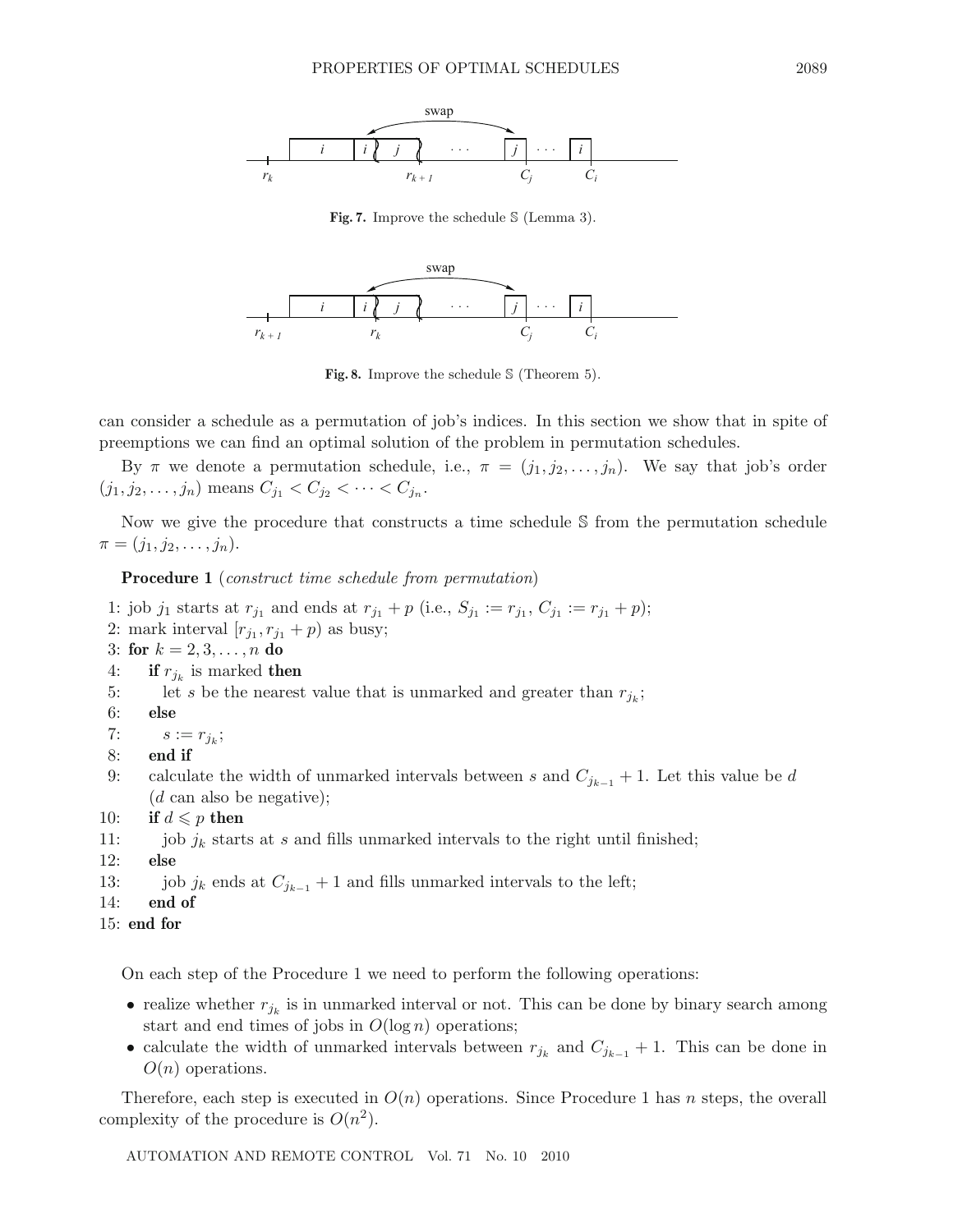Fig. 7. Improve the schedule $\mathbb{S}$ (Lemma 3).

Fig. 8. Improve the schedule $\mathbb{S}$ (Theorem 5).

can consider a schedule as a permutation of job's indices. In this section we show that in spite of preemptions we can find an optimal solution of the problem in permutation schedules.

By $\pi$ we denote a permutation schedule, i.e., $\pi = (j_1, j_2, \ldots, j_n)$. We say that job's order $(j_1, j_2, \ldots, j_n)$ means $C_{j_1} < C_{j_2} < \cdots < C_{j_n}$.

Now we give the procedure that constructs a time schedule $\mathbb{S}$ from the permutation schedule $\pi = (j_1, j_2, \ldots, j_n)$.

**Procedure 1** (*construct time schedule from permutation*)

1: job $j_1$ starts at $r_{j_1}$ and ends at $r_{j_1} + p$ (i.e., $S_{j_1} := r_{j_1}$, $C_{j_1} := r_{j_1} + p$);
2: mark interval $[r_{j_1}, r_{j_1} + p)$ as busy;
3: **for** $k = 2, 3, \ldots, n$ **do**
4: **if** $r_{j_k}$ is marked **then**
5: let $s$ be the nearest value that is unmarked and greater than $r_{j_k}$;
6: **else**
7: $s := r_{j_k}$;
8: **end if**
9: calculate the width of unmarked intervals between $s$ and $C_{j_{k-1}} + 1$. Let this value be $d$ ($d$ can also be negative);
10: **if** $d \leqslant p$ **then**
11: job $j_k$ starts at $s$ and fills unmarked intervals to the right until finished;
12: **else**
13: job $j_k$ ends at $C_{j_{k-1}} + 1$ and fills unmarked intervals to the left;
14: **end of**
15: **end for**

On each step of the Procedure 1 we need to perform the following operations:

- realize whether $r_{j_k}$ is in unmarked interval or not. This can be done by binary search among start and end times of jobs in $O(\log n)$ operations;
- calculate the width of unmarked intervals between $r_{j_k}$ and $C_{j_{k-1}} + 1$. This can be done in $O(n)$ operations.

Therefore, each step is executed in $O(n)$ operations. Since Procedure 1 has $n$ steps, the overall complexity of the procedure is $O(n^2)$.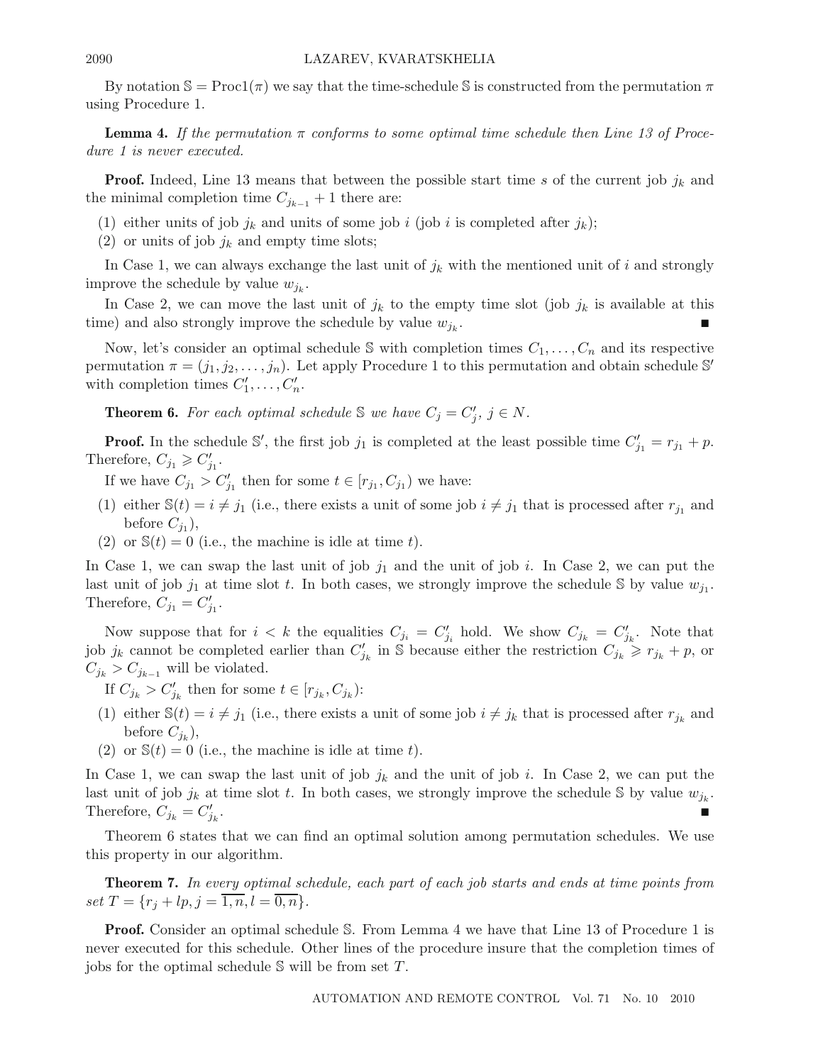By notation $\mathbb{S} = \text{Proc1}(\pi)$ we say that the time-schedule $\mathbb{S}$ is constructed from the permutation $\pi$ using Procedure 1.

**Lemma 4.** *If the permutation $\pi$ conforms to some optimal time schedule then Line 13 of Procedure 1 is never executed.*

**Proof.** Indeed, Line 13 means that between the possible start time $s$ of the current job $j_k$ and the minimal completion time $C_{j_{k-1}} + 1$ there are:

(1) either units of job $j_k$ and units of some job $i$ (job $i$ is completed after $j_k$);

(2) or units of job $j_k$ and empty time slots;

In Case 1, we can always exchange the last unit of $j_k$ with the mentioned unit of $i$ and strongly improve the schedule by value $w_{j_k}$.

In Case 2, we can move the last unit of $j_k$ to the empty time slot (job $j_k$ is available at this time) and also strongly improve the schedule by value $w_{j_k}$. ■

Now, let's consider an optimal schedule $\mathbb{S}$ with completion times $C_1, \ldots, C_n$ and its respective permutation $\pi = (j_1, j_2, \ldots, j_n)$. Let apply Procedure 1 to this permutation and obtain schedule $\mathbb{S}'$ with completion times $C'_1, \ldots, C'_n$.

**Theorem 6.** *For each optimal schedule $\mathbb{S}$ we have $C_j = C'_j$, $j \in N$.*

**Proof.** In the schedule $\mathbb{S}'$, the first job $j_1$ is completed at the least possible time $C'_{j_1} = r_{j_1} + p$. Therefore, $C_{j_1} \geqslant C'_{j_1}$.

If we have $C_{j_1} > C'_{j_1}$ then for some $t \in [r_{j_1}, C_{j_1})$ we have:

(1) either $\mathbb{S}(t) = i \neq j_1$ (i.e., there exists a unit of some job $i \neq j_1$ that is processed after $r_{j_1}$ and before $C_{j_1}$),

(2) or $\mathbb{S}(t) = 0$ (i.e., the machine is idle at time $t$).

In Case 1, we can swap the last unit of job $j_1$ and the unit of job $i$. In Case 2, we can put the last unit of job $j_1$ at time slot $t$. In both cases, we strongly improve the schedule $\mathbb{S}$ by value $w_{j_1}$. Therefore, $C_{j_1} = C'_{j_1}$.

Now suppose that for $i < k$ the equalities $C_{j_i} = C'_{j_i}$ hold. We show $C_{j_k} = C'_{j_k}$. Note that job $j_k$ cannot be completed earlier than $C'_{j_k}$ in $\mathbb{S}$ because either the restriction $C_{j_k} \geqslant r_{j_k} + p$, or $C_{j_k} > C_{j_{k-1}}$ will be violated.

If $C_{j_k} > C'_{j_k}$ then for some $t \in [r_{j_k}, C_{j_k})$:

(1) either $\mathbb{S}(t) = i \neq j_1$ (i.e., there exists a unit of some job $i \neq j_k$ that is processed after $r_{j_k}$ and before $C_{j_k}$),

(2) or $\mathbb{S}(t) = 0$ (i.e., the machine is idle at time $t$).

In Case 1, we can swap the last unit of job $j_k$ and the unit of job $i$. In Case 2, we can put the last unit of job $j_k$ at time slot $t$. In both cases, we strongly improve the schedule $\mathbb{S}$ by value $w_{j_k}$. Therefore, $C_{j_k} = C'_{j_k}$. ■

Theorem 6 states that we can find an optimal solution among permutation schedules. We use this property in our algorithm.

**Theorem 7.** *In every optimal schedule, each part of each job starts and ends at time points from set $T = \{r_j + lp, j = \overline{1,n}, l = \overline{0,n}\}$.*

**Proof.** Consider an optimal schedule $\mathbb{S}$. From Lemma 4 we have that Line 13 of Procedure 1 is never executed for this schedule. Other lines of the procedure insure that the completion times of jobs for the optimal schedule $\mathbb{S}$ will be from set $T$.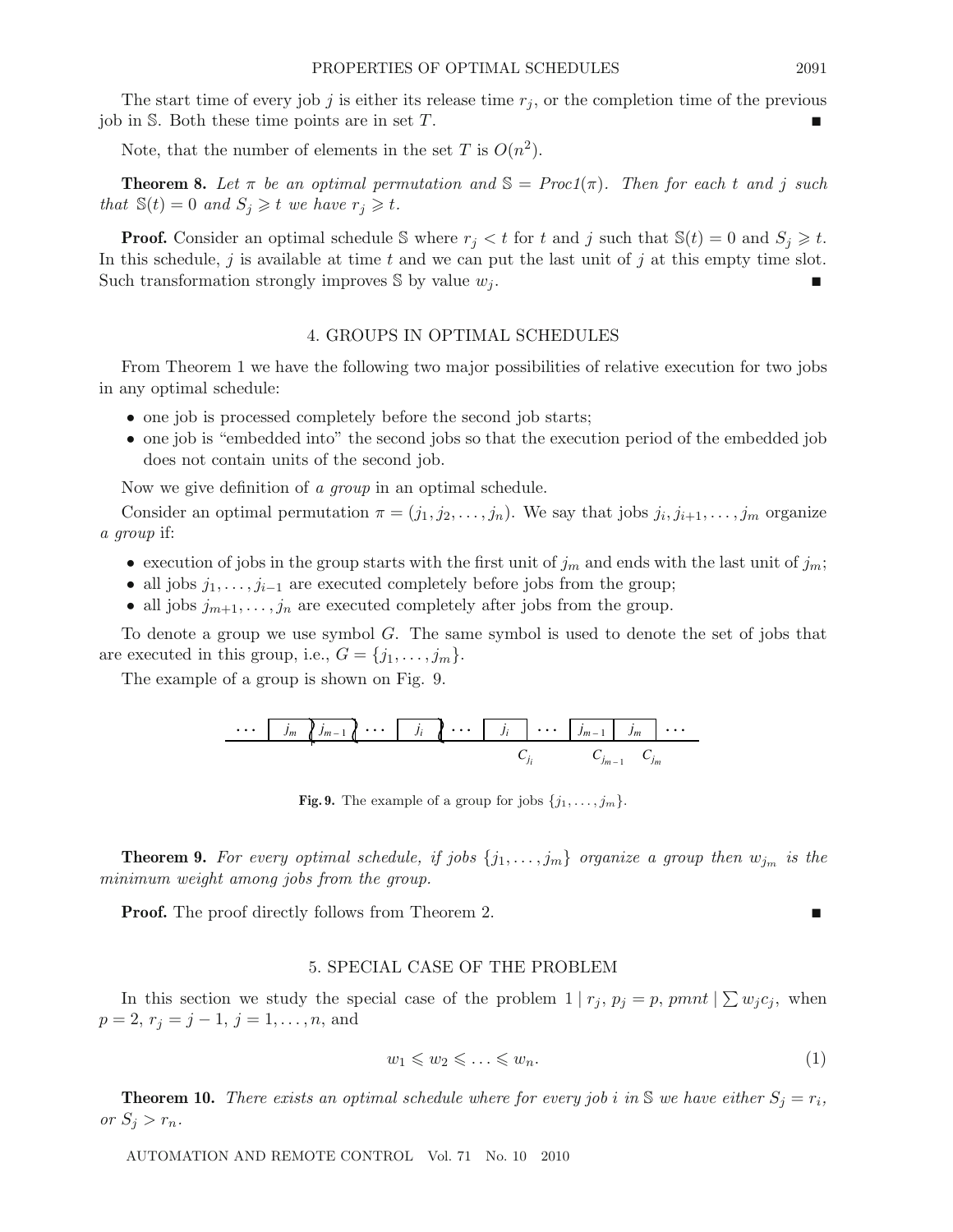The start time of every job $j$ is either its release time $r_j$, or the completion time of the previous job in $\mathbb{S}$. Both these time points are in set $T$. ∎

Note, that the number of elements in the set $T$ is $O(n^2)$.

**Theorem 8.** *Let $\pi$ be an optimal permutation and $\mathbb{S} = Proc1(\pi)$. Then for each $t$ and $j$ such that $\mathbb{S}(t) = 0$ and $S_j \geqslant t$ we have $r_j \geqslant t$.*

**Proof.** Consider an optimal schedule $\mathbb{S}$ where $r_j < t$ for $t$ and $j$ such that $\mathbb{S}(t) = 0$ and $S_j \geqslant t$. In this schedule, $j$ is available at time $t$ and we can put the last unit of $j$ at this empty time slot. Such transformation strongly improves $\mathbb{S}$ by value $w_j$. ∎

## 4. GROUPS IN OPTIMAL SCHEDULES

From Theorem 1 we have the following two major possibilities of relative execution for two jobs in any optimal schedule:

- one job is processed completely before the second job starts;
- one job is "embedded into" the second jobs so that the execution period of the embedded job does not contain units of the second job.

Now we give definition of *a group* in an optimal schedule.

Consider an optimal permutation $\pi = (j_1, j_2, \ldots, j_n)$. We say that jobs $j_i, j_{i+1}, \ldots, j_m$ organize *a group* if:

- execution of jobs in the group starts with the first unit of $j_m$ and ends with the last unit of $j_m$;
- all jobs $j_1, \ldots, j_{i-1}$ are executed completely before jobs from the group;
- all jobs $j_{m+1}, \ldots, j_n$ are executed completely after jobs from the group.

To denote a group we use symbol $G$. The same symbol is used to denote the set of jobs that are executed in this group, i.e., $G = \{j_1, \ldots, j_m\}$.

The example of a group is shown on Fig. 9.

**Fig. 9.** The example of a group for jobs $\{j_1, \ldots, j_m\}$.

**Theorem 9.** *For every optimal schedule, if jobs $\{j_1, \ldots, j_m\}$ organize a group then $w_{j_m}$ is the minimum weight among jobs from the group.*

**Proof.** The proof directly follows from Theorem 2. ∎

## 5. SPECIAL CASE OF THE PROBLEM

In this section we study the special case of the problem $1 \mid r_j,\, p_j = p,\, pmnt \mid \sum w_j c_j$, when $p = 2$, $r_j = j - 1$, $j = 1, \ldots, n$, and

$$w_1 \leqslant w_2 \leqslant \ldots \leqslant w_n. \tag{1}$$

**Theorem 10.** *There exists an optimal schedule where for every job $i$ in $\mathbb{S}$ we have either $S_j = r_i$, or $S_j > r_n$.*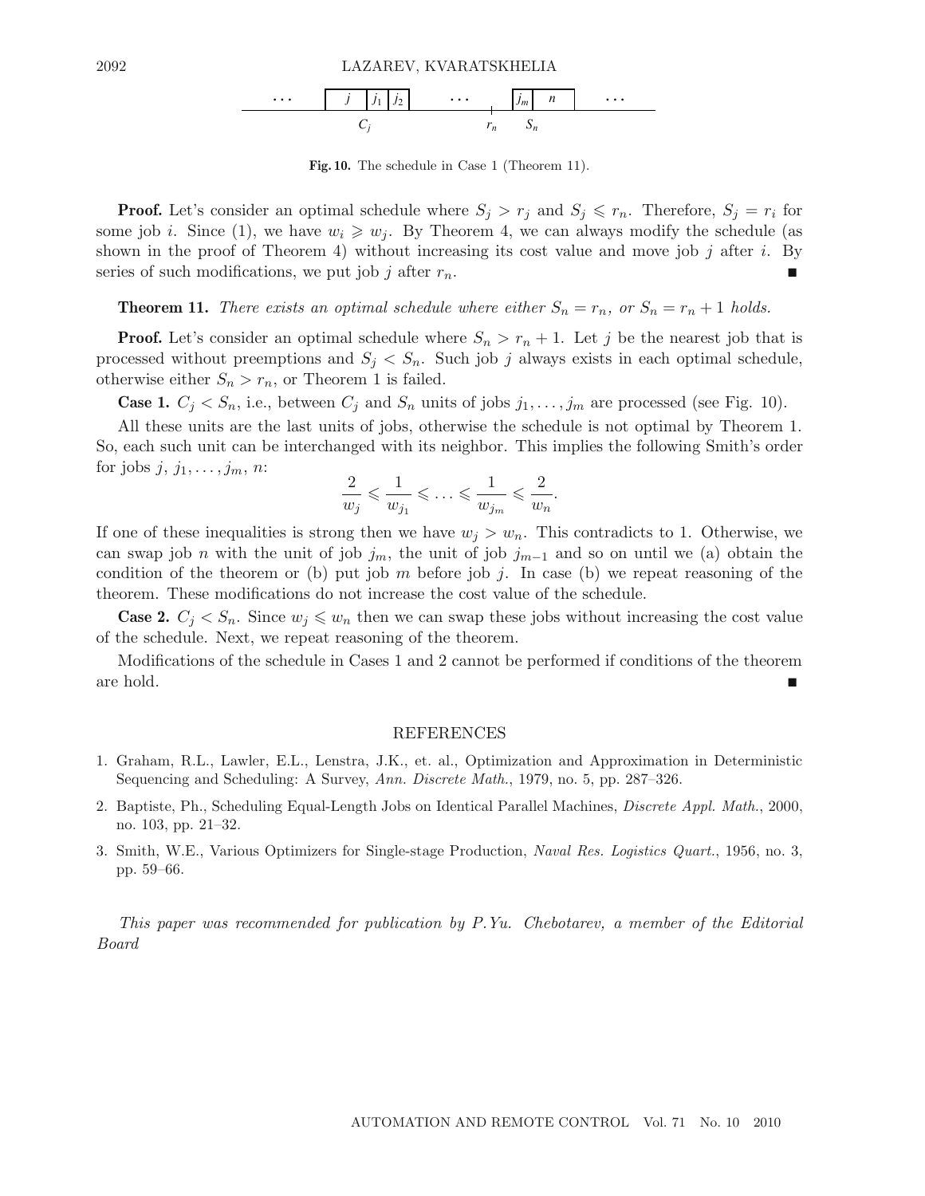Fig. 10. The schedule in Case 1 (Theorem 11).

**Proof.** Let's consider an optimal schedule where $S_j > r_j$ and $S_j \leqslant r_n$. Therefore, $S_j = r_i$ for some job $i$. Since (1), we have $w_i \geqslant w_j$. By Theorem 4, we can always modify the schedule (as shown in the proof of Theorem 4) without increasing its cost value and move job $j$ after $i$. By series of such modifications, we put job $j$ after $r_n$. ∎

**Theorem 11.** *There exists an optimal schedule where either $S_n = r_n$, or $S_n = r_n + 1$ holds.*

**Proof.** Let's consider an optimal schedule where $S_n > r_n + 1$. Let $j$ be the nearest job that is processed without preemptions and $S_j < S_n$. Such job $j$ always exists in each optimal schedule, otherwise either $S_n > r_n$, or Theorem 1 is failed.

**Case 1.** $C_j < S_n$, i.e., between $C_j$ and $S_n$ units of jobs $j_1, \ldots, j_m$ are processed (see Fig. 10).

All these units are the last units of jobs, otherwise the schedule is not optimal by Theorem 1. So, each such unit can be interchanged with its neighbor. This implies the following Smith's order for jobs $j$, $j_1, \ldots, j_m$, $n$:

$$\frac{2}{w_j} \leqslant \frac{1}{w_{j_1}} \leqslant \ldots \leqslant \frac{1}{w_{j_m}} \leqslant \frac{2}{w_n}.$$

If one of these inequalities is strong then we have $w_j > w_n$. This contradicts to 1. Otherwise, we can swap job $n$ with the unit of job $j_m$, the unit of job $j_{m-1}$ and so on until we (a) obtain the condition of the theorem or (b) put job $m$ before job $j$. In case (b) we repeat reasoning of the theorem. These modifications do not increase the cost value of the schedule.

**Case 2.** $C_j < S_n$. Since $w_j \leqslant w_n$ then we can swap these jobs without increasing the cost value of the schedule. Next, we repeat reasoning of the theorem.

Modifications of the schedule in Cases 1 and 2 cannot be performed if conditions of the theorem are hold. ∎

## REFERENCES

1. Graham, R.L., Lawler, E.L., Lenstra, J.K., et. al., Optimization and Approximation in Deterministic Sequencing and Scheduling: A Survey, *Ann. Discrete Math.*, 1979, no. 5, pp. 287–326.
2. Baptiste, Ph., Scheduling Equal-Length Jobs on Identical Parallel Machines, *Discrete Appl. Math.*, 2000, no. 103, pp. 21–32.
3. Smith, W.E., Various Optimizers for Single-stage Production, *Naval Res. Logistics Quart.*, 1956, no. 3, pp. 59–66.

*This paper was recommended for publication by P.Yu. Chebotarev, a member of the Editorial Board*